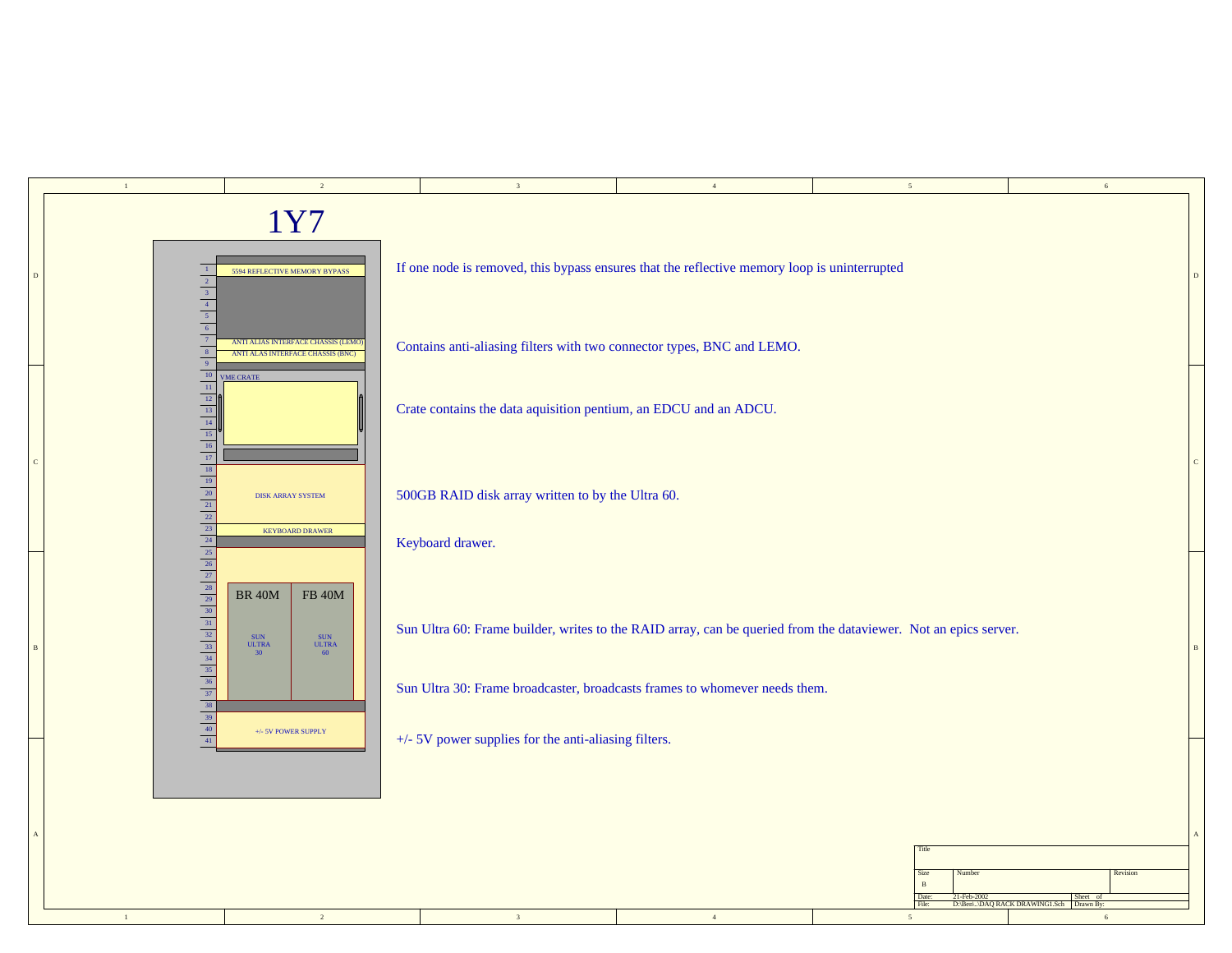# 1Y7

| Slot | Rack contents |
| --- | --- |
| 1 | 5594 REFLECTIVE MEMORY BYPASS |
| 7 | ANTI ALIAS INTERFACE CHASSIS (LEMO) |
| 8 | ANTI ALAS INTERFACE CHASSIS (BNC) |
| 10 | VME CRATE |
| 20 | DISK ARRAY SYSTEM |
| 23 | KEYBOARD DRAWER |
| 28 | BR 40M / FB 40M |
| 32–33 | SUN ULTRA 30 / SUN ULTRA 60 |
| 40 | +/- 5V POWER SUPPLY |

If one node is removed, this bypass ensures that the reflective memory loop is uninterrupted

Contains anti-aliasing filters with two connector types, BNC and LEMO.

Crate contains the data aquisition pentium, an EDCU and an ADCU.

500GB RAID disk array written to by the Ultra 60.

Keyboard drawer.

Sun Ultra 60: Frame builder, writes to the RAID array, can be queried from the dataviewer. Not an epics server.

Sun Ultra 30: Frame broadcaster, broadcasts frames to whomever needs them.

+/- 5V power supplies for the anti-aliasing filters.

| Title | | |
| --- | --- | --- |
| Size: B | Number | Revision |
| Date: 21-Feb-2002 | | Sheet of |
| File: D:\Ben\..\DAQ RACK DRAWING1.Sch | | Drawn By: |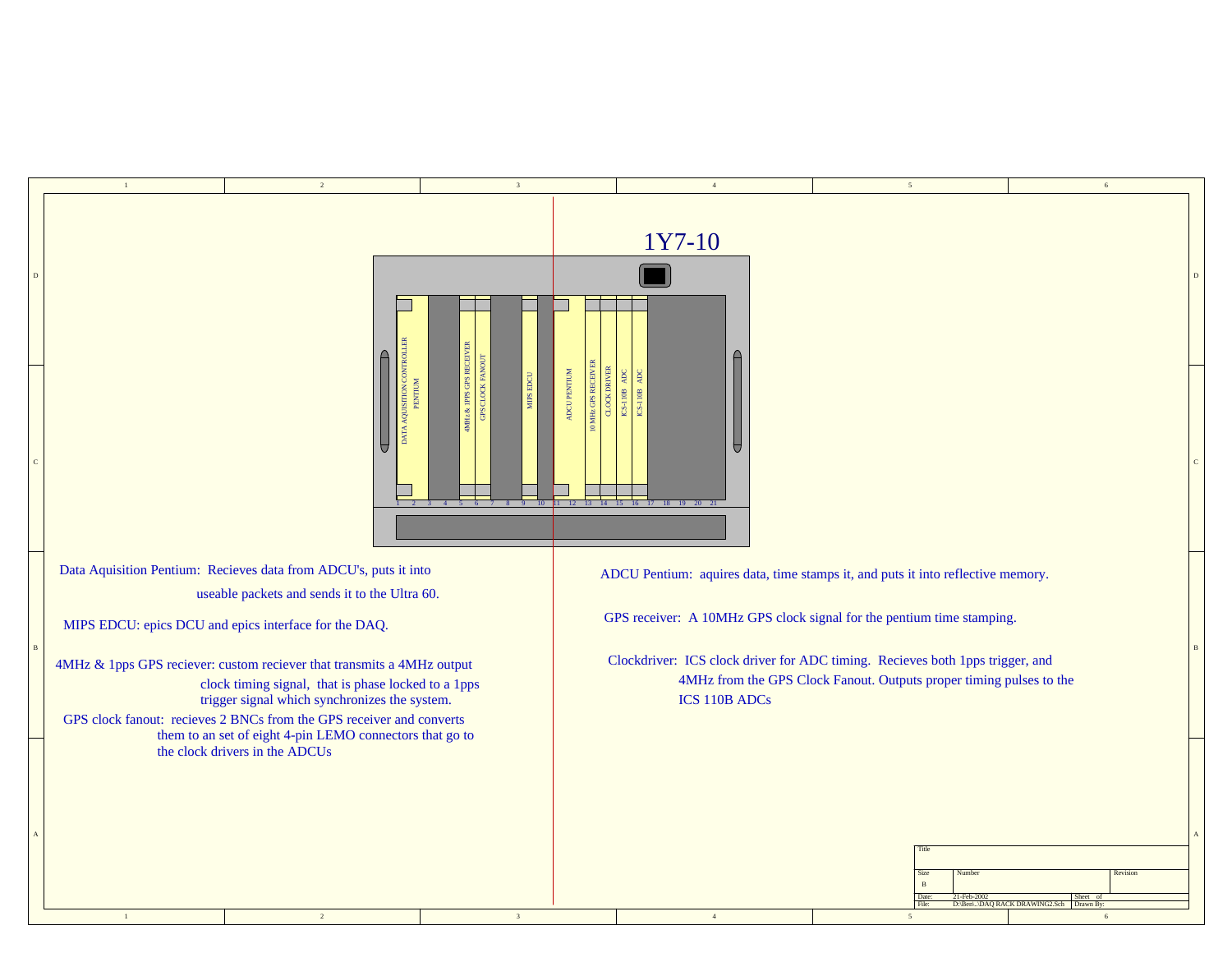# 1Y7-10

DATA AQUISITION CONTROLLER PENTIUM | 4MHz & 1PPS GPS RECEIVER | GPS CLOCK FANOUT | MIPS EDCU | ADCU PENTIUM | 10 MHz GPS RECEIVER | CLOCK DRIVER | ICS-110B ADC | ICS-110B ADC

1 2 3 4 5 6 7 8 9 10 11 12 13 14 15 16 17 18 19 20 21

Data Aquisition Pentium: Recieves data from ADCU's, puts it into useable packets and sends it to the Ultra 60.

MIPS EDCU: epics DCU and epics interface for the DAQ.

4MHz & 1pps GPS reciever: custom reciever that transmits a 4MHz output clock timing signal, that is phase locked to a 1pps trigger signal which synchronizes the system.

GPS clock fanout: recieves 2 BNCs from the GPS receiver and converts them to an set of eight 4-pin LEMO connectors that go to the clock drivers in the ADCUs

ADCU Pentium: aquires data, time stamps it, and puts it into reflective memory.

GPS receiver: A 10MHz GPS clock signal for the pentium time stamping.

Clockdriver: ICS clock driver for ADC timing. Recieves both 1pps trigger, and 4MHz from the GPS Clock Fanout. Outputs proper timing pulses to the ICS 110B ADCs

| Title | | |
|---|---|---|
| Size: B | Number | Revision |
| Date: 21-Feb-2002 | | Sheet of |
| File: D:\Ben\..\DAQ RACK DRAWING2.Sch | | Drawn By: |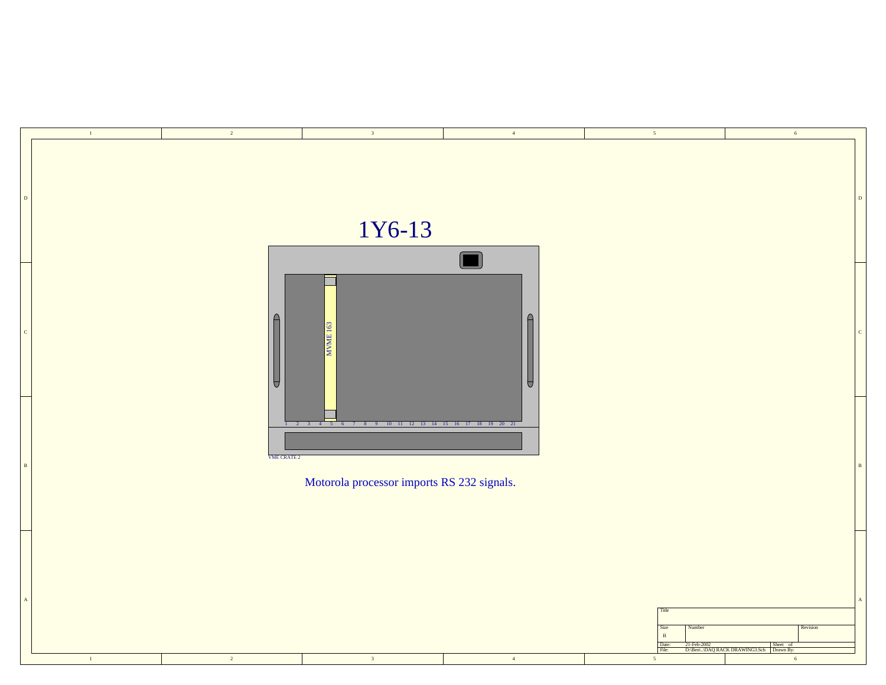# 1Y6-13

MVME 163

1 2 3 4 5 6 7 8 9 10 11 12 13 14 15 16 17 18 19 20 21

VME CRATE 2

Motorola processor imports RS 232 signals.

| Title | | | |
|---|---|---|---|
| Size | Number | | Revision |
| B | | | |
| Date: | 21-Feb-2002 | Sheet of | |
| File: | D:\Ben\..\DAQ RACK DRAWING3.Sch | Drawn By: | |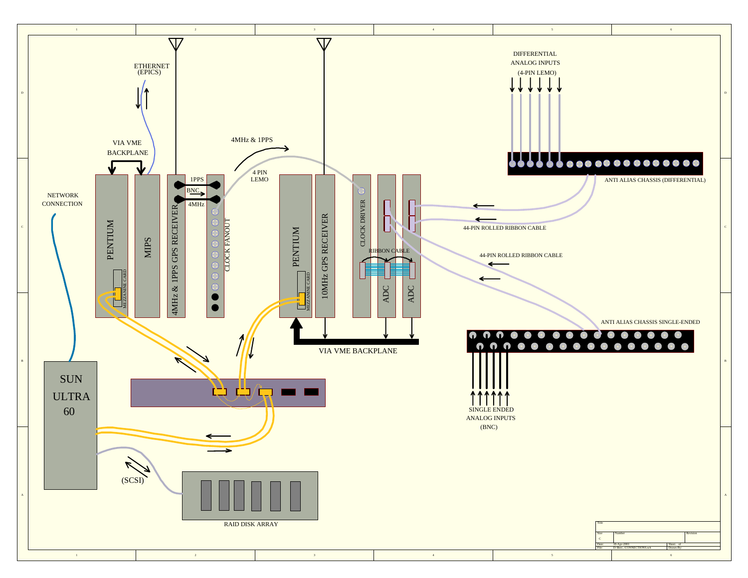ETHERNET
(EPICS)

VIA VME
BACKPLANE

NETWORK
CONNECTION

PENTIUM

MEZZANINE CARD

MIPS

4MHz & 1PPS GPS RECEIVER

1PPS

BNC

4MHz

CLOCK FANOUT

4MHz & 1PPS

4 PIN
LEMO

PENTIUM

MEZZANINE CARD

10MHz GPS RECEIVER

CLOCK DRIVER

RIBBON CABLE

ADC

ADC

VIA VME BACKPLANE

DIFFERENTIAL
ANALOG INPUTS
(4-PIN LEMO)

ANTI ALIAS CHASSIS (DIFFERENTIAL)

44-PIN ROLLED RIBBON CABLE

44-PIN ROLLED RIBBON CABLE

ANTI ALIAS CHASSIS SINGLE-ENDED

SINGLE ENDED
ANALOG INPUTS
(BNC)

SUN
ULTRA
60

(SCSI)

RAID DISK ARRAY

| | | | |
|---|---|---|---|
| Title | | | |
| Size | Number | | Revision |
| C | | | |
| Date: | 18-Apr-2001 | Sheet of | |
| File: | D:\Bert...\CONNECTIONS.sch | Drawn By: | |